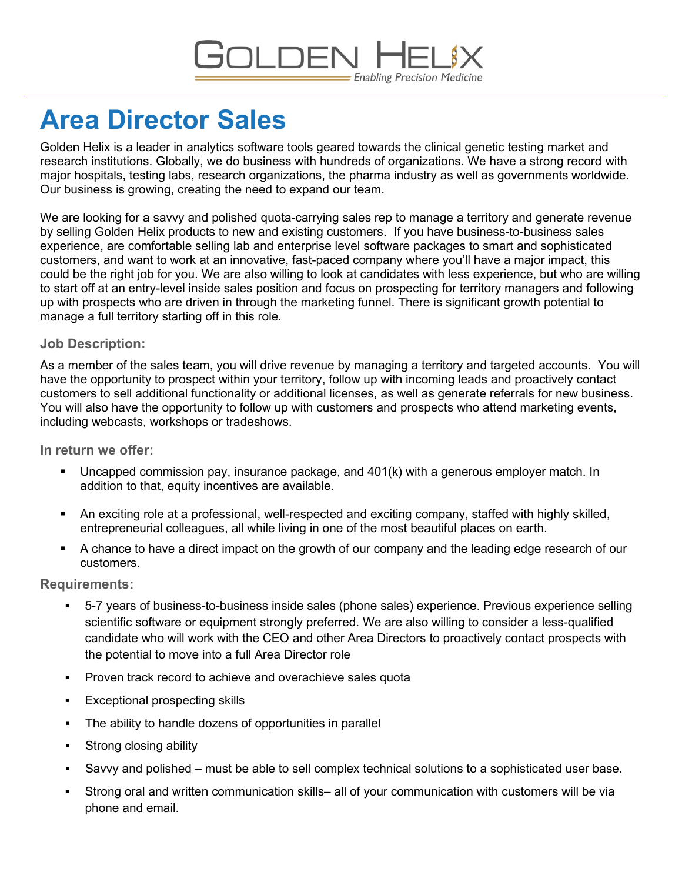GOLDEN HELIX

*Enabling Precision Medicine*

# Area Director Sales

Golden Helix is a leader in analytics software tools geared towards the clinical genetic testing market and research institutions. Globally, we do business with hundreds of organizations. We have a strong record with major hospitals, testing labs, research organizations, the pharma industry as well as governments worldwide. Our business is growing, creating the need to expand our team.

We are looking for a savvy and polished quota-carrying sales rep to manage a territory and generate revenue by selling Golden Helix products to new and existing customers. If you have business-to-business sales experience, are comfortable selling lab and enterprise level software packages to smart and sophisticated customers, and want to work at an innovative, fast-paced company where you'll have a major impact, this could be the right job for you. We are also willing to look at candidates with less experience, but who are willing to start off at an entry-level inside sales position and focus on prospecting for territory managers and following up with prospects who are driven in through the marketing funnel. There is significant growth potential to manage a full territory starting off in this role.

### Job Description:

As a member of the sales team, you will drive revenue by managing a territory and targeted accounts. You will have the opportunity to prospect within your territory, follow up with incoming leads and proactively contact customers to sell additional functionality or additional licenses, as well as generate referrals for new business. You will also have the opportunity to follow up with customers and prospects who attend marketing events, including webcasts, workshops or tradeshows.

### In return we offer:

- Uncapped commission pay, insurance package, and 401(k) with a generous employer match. In addition to that, equity incentives are available.
- An exciting role at a professional, well-respected and exciting company, staffed with highly skilled, entrepreneurial colleagues, all while living in one of the most beautiful places on earth.
- A chance to have a direct impact on the growth of our company and the leading edge research of our customers.

### Requirements:

- 5-7 years of business-to-business inside sales (phone sales) experience. Previous experience selling scientific software or equipment strongly preferred. We are also willing to consider a less-qualified candidate who will work with the CEO and other Area Directors to proactively contact prospects with the potential to move into a full Area Director role
- Proven track record to achieve and overachieve sales quota
- Exceptional prospecting skills
- The ability to handle dozens of opportunities in parallel
- Strong closing ability
- Savvy and polished – must be able to sell complex technical solutions to a sophisticated user base.
- Strong oral and written communication skills– all of your communication with customers will be via phone and email.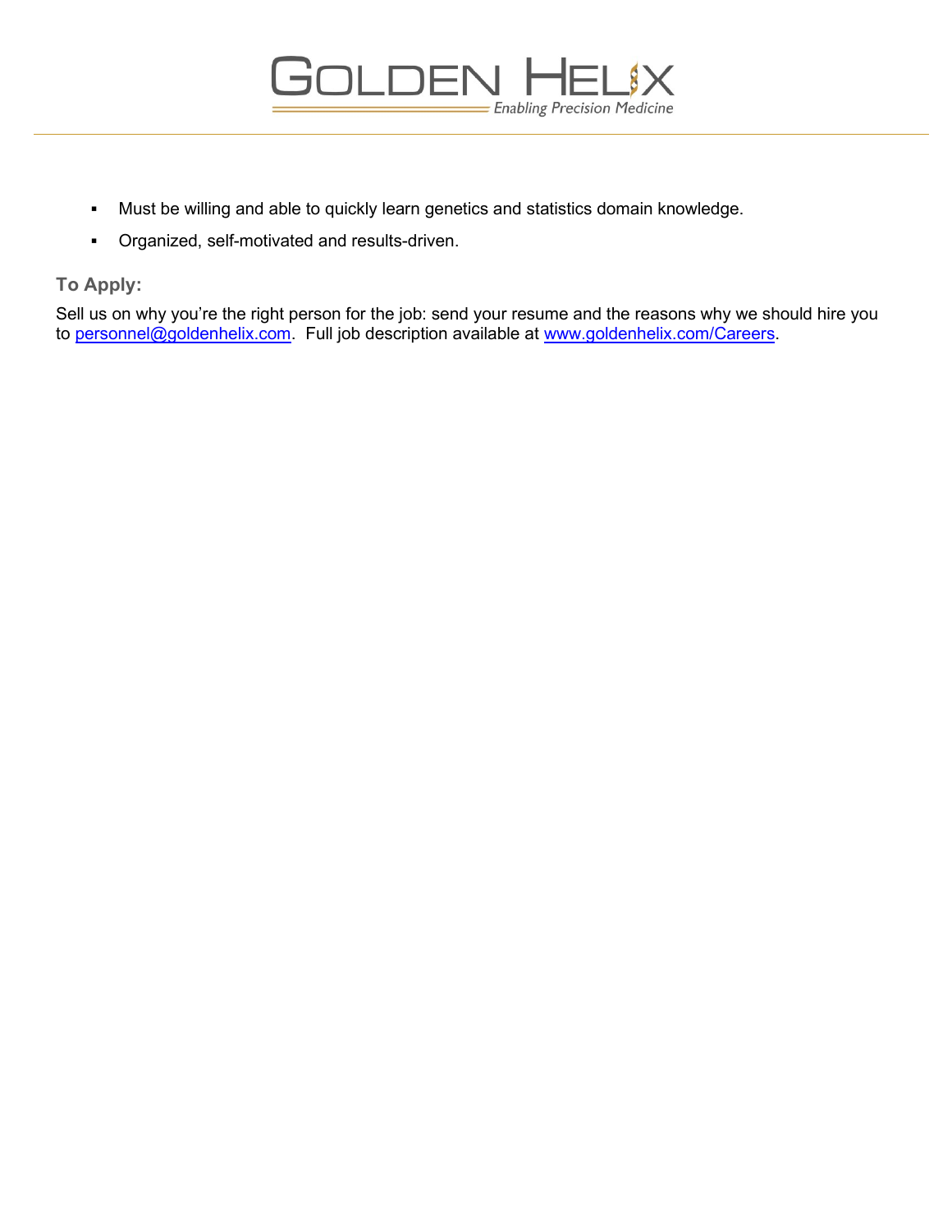- Must be willing and able to quickly learn genetics and statistics domain knowledge.
- Organized, self-motivated and results-driven.

### To Apply:

Sell us on why you're the right person for the job: send your resume and the reasons why we should hire you to personnel@goldenhelix.com. Full job description available at www.goldenhelix.com/Careers.